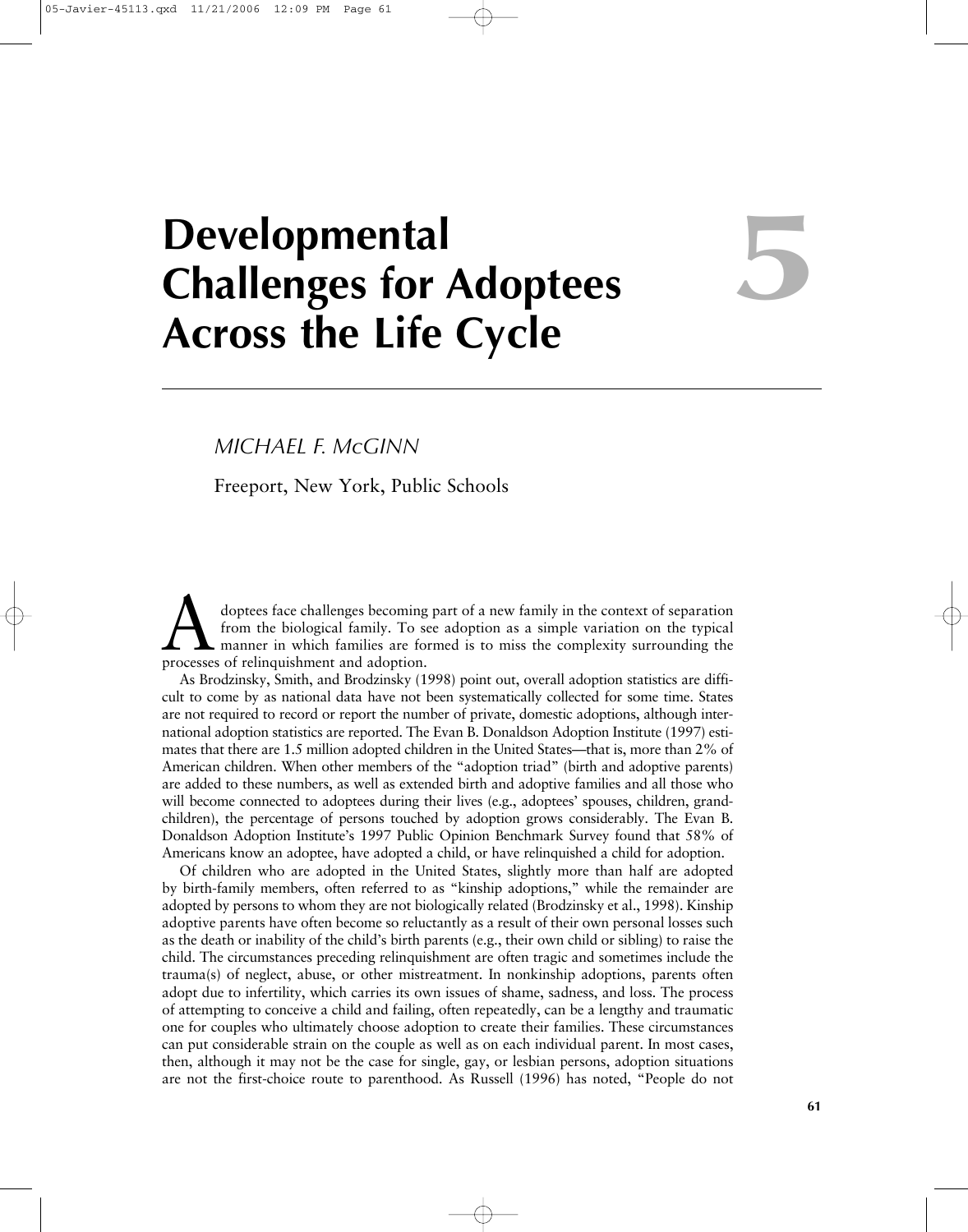# 5

# Developmental Challenges for Adoptees Across the Life Cycle

*MICHAEL F. McGINN*

Freeport, New York, Public Schools

Adoptees face challenges becoming part of a new family in the context of separation from the biological family. To see adoption as a simple variation on the typical manner in which families are formed is to miss the complexity surrounding the processes of relinquishment and adoption.

As Brodzinsky, Smith, and Brodzinsky (1998) point out, overall adoption statistics are difficult to come by as national data have not been systematically collected for some time. States are not required to record or report the number of private, domestic adoptions, although international adoption statistics are reported. The Evan B. Donaldson Adoption Institute (1997) estimates that there are 1.5 million adopted children in the United States—that is, more than 2% of American children. When other members of the "adoption triad" (birth and adoptive parents) are added to these numbers, as well as extended birth and adoptive families and all those who will become connected to adoptees during their lives (e.g., adoptees' spouses, children, grandchildren), the percentage of persons touched by adoption grows considerably. The Evan B. Donaldson Adoption Institute's 1997 Public Opinion Benchmark Survey found that 58% of Americans know an adoptee, have adopted a child, or have relinquished a child for adoption.

Of children who are adopted in the United States, slightly more than half are adopted by birth-family members, often referred to as "kinship adoptions," while the remainder are adopted by persons to whom they are not biologically related (Brodzinsky et al., 1998). Kinship adoptive parents have often become so reluctantly as a result of their own personal losses such as the death or inability of the child's birth parents (e.g., their own child or sibling) to raise the child. The circumstances preceding relinquishment are often tragic and sometimes include the trauma(s) of neglect, abuse, or other mistreatment. In nonkinship adoptions, parents often adopt due to infertility, which carries its own issues of shame, sadness, and loss. The process of attempting to conceive a child and failing, often repeatedly, can be a lengthy and traumatic one for couples who ultimately choose adoption to create their families. These circumstances can put considerable strain on the couple as well as on each individual parent. In most cases, then, although it may not be the case for single, gay, or lesbian persons, adoption situations are not the first-choice route to parenthood. As Russell (1996) has noted, "People do not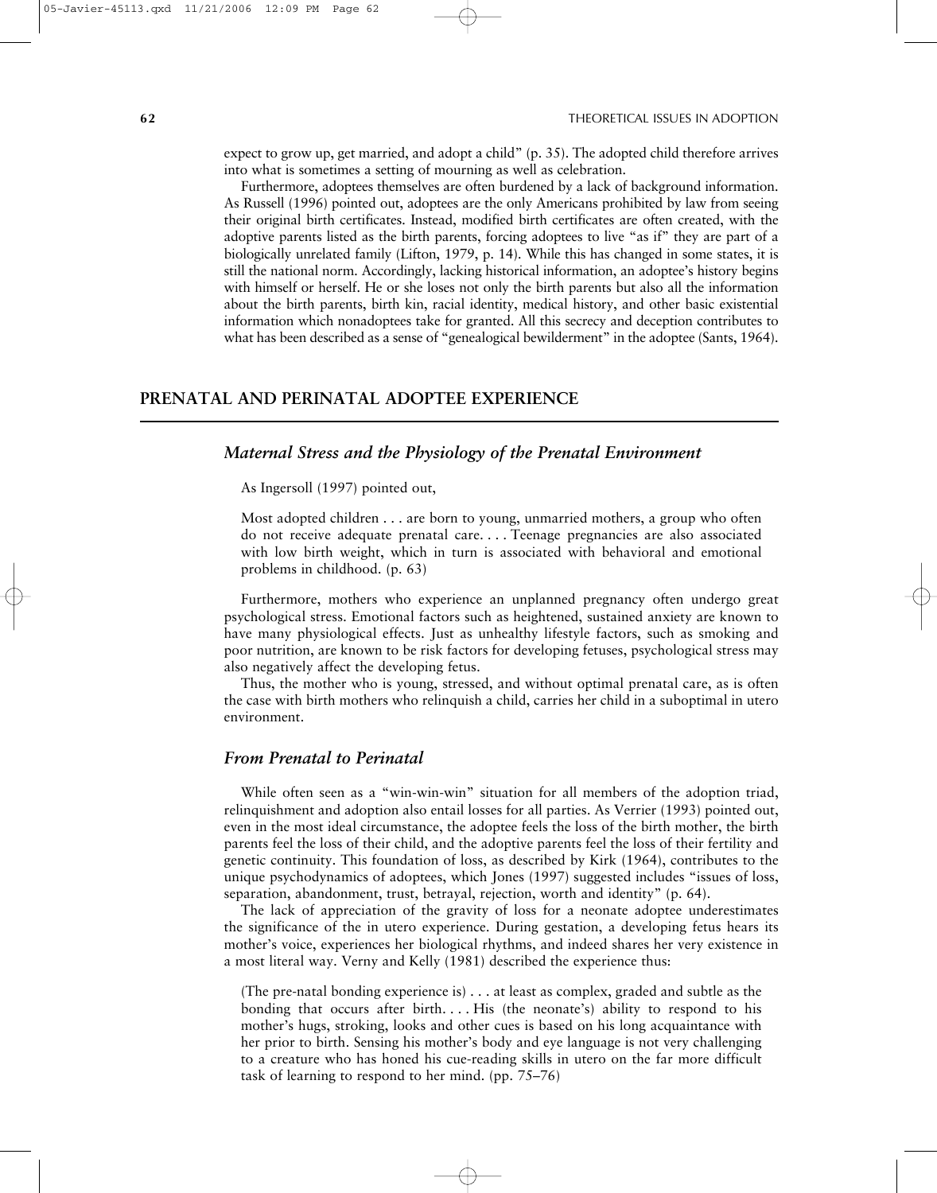expect to grow up, get married, and adopt a child" (p. 35). The adopted child therefore arrives into what is sometimes a setting of mourning as well as celebration.

Furthermore, adoptees themselves are often burdened by a lack of background information. As Russell (1996) pointed out, adoptees are the only Americans prohibited by law from seeing their original birth certificates. Instead, modified birth certificates are often created, with the adoptive parents listed as the birth parents, forcing adoptees to live "as if" they are part of a biologically unrelated family (Lifton, 1979, p. 14). While this has changed in some states, it is still the national norm. Accordingly, lacking historical information, an adoptee's history begins with himself or herself. He or she loses not only the birth parents but also all the information about the birth parents, birth kin, racial identity, medical history, and other basic existential information which nonadoptees take for granted. All this secrecy and deception contributes to what has been described as a sense of "genealogical bewilderment" in the adoptee (Sants, 1964).

## PRENATAL AND PERINATAL ADOPTEE EXPERIENCE

### *Maternal Stress and the Physiology of the Prenatal Environment*

As Ingersoll (1997) pointed out,

> Most adopted children . . . are born to young, unmarried mothers, a group who often do not receive adequate prenatal care. . . . Teenage pregnancies are also associated with low birth weight, which in turn is associated with behavioral and emotional problems in childhood. (p. 63)

Furthermore, mothers who experience an unplanned pregnancy often undergo great psychological stress. Emotional factors such as heightened, sustained anxiety are known to have many physiological effects. Just as unhealthy lifestyle factors, such as smoking and poor nutrition, are known to be risk factors for developing fetuses, psychological stress may also negatively affect the developing fetus.

Thus, the mother who is young, stressed, and without optimal prenatal care, as is often the case with birth mothers who relinquish a child, carries her child in a suboptimal in utero environment.

### *From Prenatal to Perinatal*

While often seen as a "win-win-win" situation for all members of the adoption triad, relinquishment and adoption also entail losses for all parties. As Verrier (1993) pointed out, even in the most ideal circumstance, the adoptee feels the loss of the birth mother, the birth parents feel the loss of their child, and the adoptive parents feel the loss of their fertility and genetic continuity. This foundation of loss, as described by Kirk (1964), contributes to the unique psychodynamics of adoptees, which Jones (1997) suggested includes "issues of loss, separation, abandonment, trust, betrayal, rejection, worth and identity" (p. 64).

The lack of appreciation of the gravity of loss for a neonate adoptee underestimates the significance of the in utero experience. During gestation, a developing fetus hears its mother's voice, experiences her biological rhythms, and indeed shares her very existence in a most literal way. Verny and Kelly (1981) described the experience thus:

> (The pre-natal bonding experience is) . . . at least as complex, graded and subtle as the bonding that occurs after birth. . . . His (the neonate's) ability to respond to his mother's hugs, stroking, looks and other cues is based on his long acquaintance with her prior to birth. Sensing his mother's body and eye language is not very challenging to a creature who has honed his cue-reading skills in utero on the far more difficult task of learning to respond to her mind. (pp. 75–76)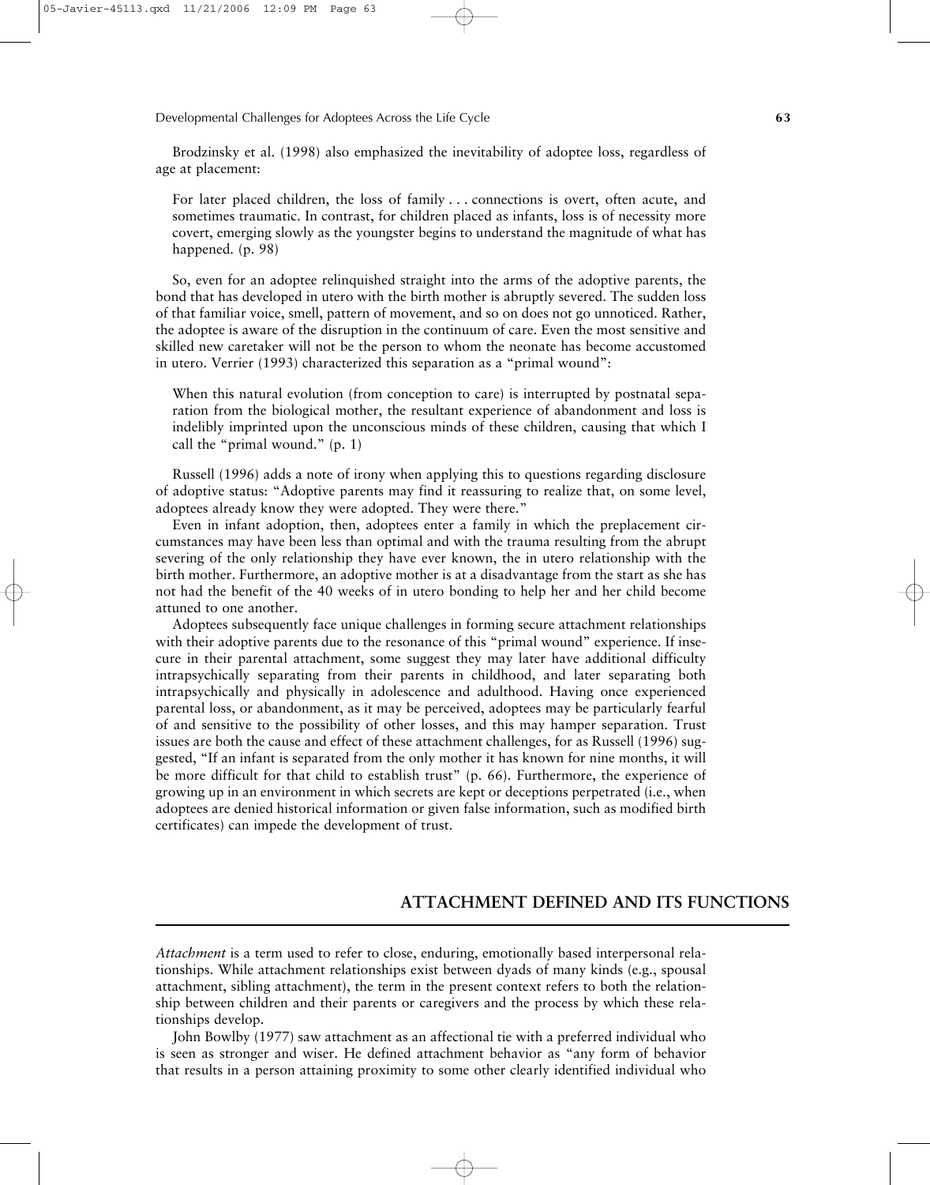Brodzinsky et al. (1998) also emphasized the inevitability of adoptee loss, regardless of age at placement:

> For later placed children, the loss of family . . . connections is overt, often acute, and sometimes traumatic. In contrast, for children placed as infants, loss is of necessity more covert, emerging slowly as the youngster begins to understand the magnitude of what has happened. (p. 98)

So, even for an adoptee relinquished straight into the arms of the adoptive parents, the bond that has developed in utero with the birth mother is abruptly severed. The sudden loss of that familiar voice, smell, pattern of movement, and so on does not go unnoticed. Rather, the adoptee is aware of the disruption in the continuum of care. Even the most sensitive and skilled new caretaker will not be the person to whom the neonate has become accustomed in utero. Verrier (1993) characterized this separation as a "primal wound":

> When this natural evolution (from conception to care) is interrupted by postnatal separation from the biological mother, the resultant experience of abandonment and loss is indelibly imprinted upon the unconscious minds of these children, causing that which I call the "primal wound." (p. 1)

Russell (1996) adds a note of irony when applying this to questions regarding disclosure of adoptive status: "Adoptive parents may find it reassuring to realize that, on some level, adoptees already know they were adopted. They were there."

Even in infant adoption, then, adoptees enter a family in which the preplacement circumstances may have been less than optimal and with the trauma resulting from the abrupt severing of the only relationship they have ever known, the in utero relationship with the birth mother. Furthermore, an adoptive mother is at a disadvantage from the start as she has not had the benefit of the 40 weeks of in utero bonding to help her and her child become attuned to one another.

Adoptees subsequently face unique challenges in forming secure attachment relationships with their adoptive parents due to the resonance of this "primal wound" experience. If insecure in their parental attachment, some suggest they may later have additional difficulty intrapsychically separating from their parents in childhood, and later separating both intrapsychically and physically in adolescence and adulthood. Having once experienced parental loss, or abandonment, as it may be perceived, adoptees may be particularly fearful of and sensitive to the possibility of other losses, and this may hamper separation. Trust issues are both the cause and effect of these attachment challenges, for as Russell (1996) suggested, "If an infant is separated from the only mother it has known for nine months, it will be more difficult for that child to establish trust" (p. 66). Furthermore, the experience of growing up in an environment in which secrets are kept or deceptions perpetrated (i.e., when adoptees are denied historical information or given false information, such as modified birth certificates) can impede the development of trust.

## ATTACHMENT DEFINED AND ITS FUNCTIONS

*Attachment* is a term used to refer to close, enduring, emotionally based interpersonal relationships. While attachment relationships exist between dyads of many kinds (e.g., spousal attachment, sibling attachment), the term in the present context refers to both the relationship between children and their parents or caregivers and the process by which these relationships develop.

John Bowlby (1977) saw attachment as an affectional tie with a preferred individual who is seen as stronger and wiser. He defined attachment behavior as "any form of behavior that results in a person attaining proximity to some other clearly identified individual who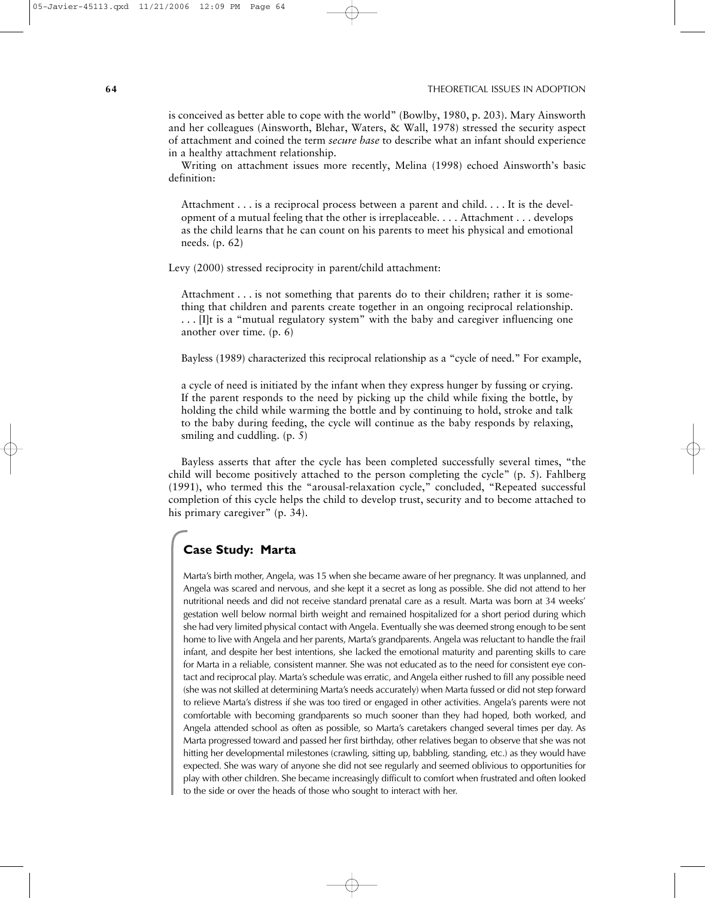is conceived as better able to cope with the world" (Bowlby, 1980, p. 203). Mary Ainsworth and her colleagues (Ainsworth, Blehar, Waters, & Wall, 1978) stressed the security aspect of attachment and coined the term *secure base* to describe what an infant should experience in a healthy attachment relationship.

Writing on attachment issues more recently, Melina (1998) echoed Ainsworth's basic definition:

> Attachment . . . is a reciprocal process between a parent and child. . . . It is the development of a mutual feeling that the other is irreplaceable. . . . Attachment . . . develops as the child learns that he can count on his parents to meet his physical and emotional needs. (p. 62)

Levy (2000) stressed reciprocity in parent/child attachment:

> Attachment . . . is not something that parents do to their children; rather it is something that children and parents create together in an ongoing reciprocal relationship. . . . [I]t is a "mutual regulatory system" with the baby and caregiver influencing one another over time. (p. 6)

Bayless (1989) characterized this reciprocal relationship as a "cycle of need." For example,

> a cycle of need is initiated by the infant when they express hunger by fussing or crying. If the parent responds to the need by picking up the child while fixing the bottle, by holding the child while warming the bottle and by continuing to hold, stroke and talk to the baby during feeding, the cycle will continue as the baby responds by relaxing, smiling and cuddling. (p. 5)

Bayless asserts that after the cycle has been completed successfully several times, "the child will become positively attached to the person completing the cycle" (p. 5). Fahlberg (1991), who termed this the "arousal-relaxation cycle," concluded, "Repeated successful completion of this cycle helps the child to develop trust, security and to become attached to his primary caregiver" (p. 34).

## Case Study: Marta

Marta's birth mother, Angela, was 15 when she became aware of her pregnancy. It was unplanned, and Angela was scared and nervous, and she kept it a secret as long as possible. She did not attend to her nutritional needs and did not receive standard prenatal care as a result. Marta was born at 34 weeks' gestation well below normal birth weight and remained hospitalized for a short period during which she had very limited physical contact with Angela. Eventually she was deemed strong enough to be sent home to live with Angela and her parents, Marta's grandparents. Angela was reluctant to handle the frail infant, and despite her best intentions, she lacked the emotional maturity and parenting skills to care for Marta in a reliable, consistent manner. She was not educated as to the need for consistent eye contact and reciprocal play. Marta's schedule was erratic, and Angela either rushed to fill any possible need (she was not skilled at determining Marta's needs accurately) when Marta fussed or did not step forward to relieve Marta's distress if she was too tired or engaged in other activities. Angela's parents were not comfortable with becoming grandparents so much sooner than they had hoped, both worked, and Angela attended school as often as possible, so Marta's caretakers changed several times per day. As Marta progressed toward and passed her first birthday, other relatives began to observe that she was not hitting her developmental milestones (crawling, sitting up, babbling, standing, etc.) as they would have expected. She was wary of anyone she did not see regularly and seemed oblivious to opportunities for play with other children. She became increasingly difficult to comfort when frustrated and often looked to the side or over the heads of those who sought to interact with her.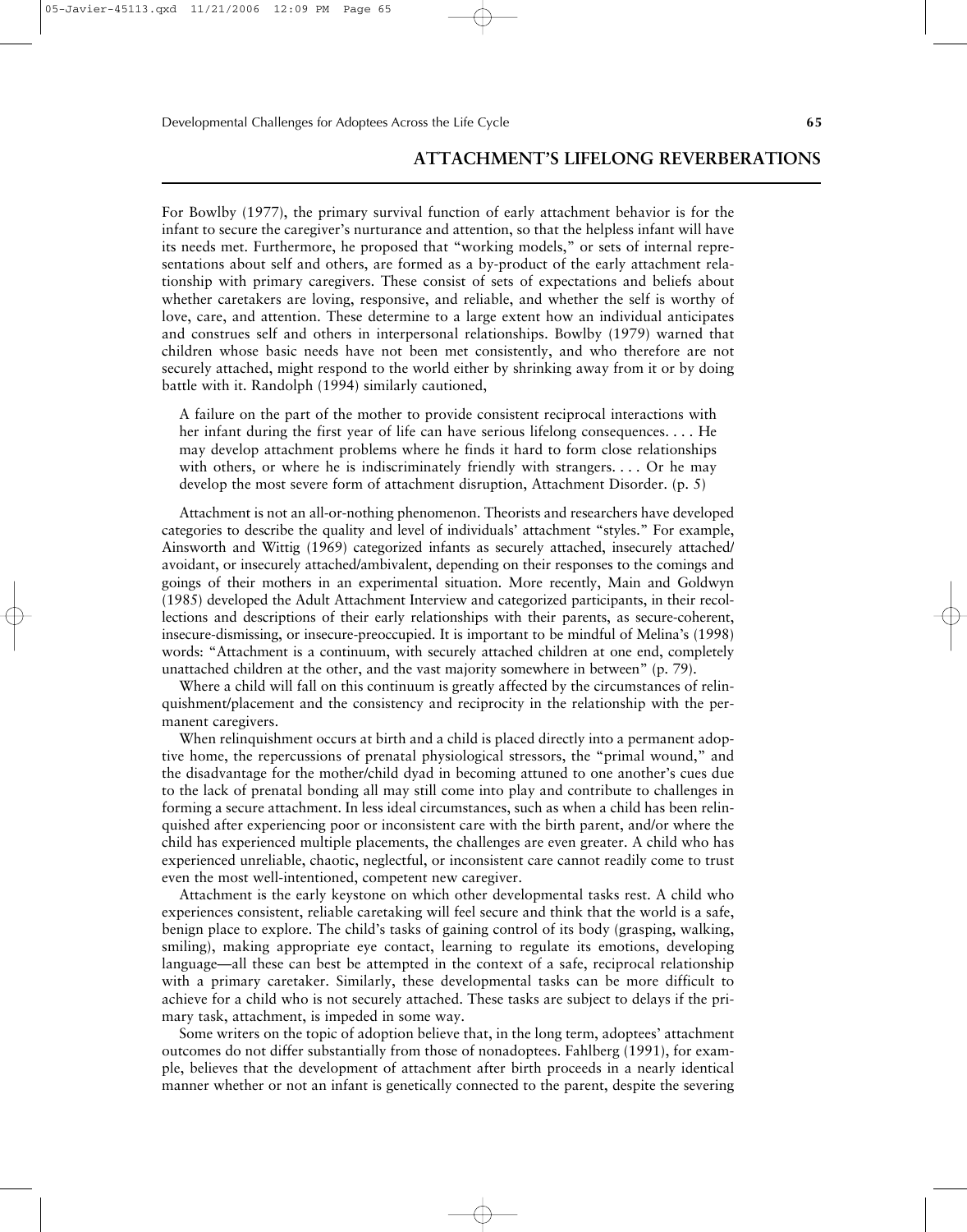## ATTACHMENT'S LIFELONG REVERBERATIONS

For Bowlby (1977), the primary survival function of early attachment behavior is for the infant to secure the caregiver's nurturance and attention, so that the helpless infant will have its needs met. Furthermore, he proposed that "working models," or sets of internal representations about self and others, are formed as a by-product of the early attachment relationship with primary caregivers. These consist of sets of expectations and beliefs about whether caretakers are loving, responsive, and reliable, and whether the self is worthy of love, care, and attention. These determine to a large extent how an individual anticipates and construes self and others in interpersonal relationships. Bowlby (1979) warned that children whose basic needs have not been met consistently, and who therefore are not securely attached, might respond to the world either by shrinking away from it or by doing battle with it. Randolph (1994) similarly cautioned,

> A failure on the part of the mother to provide consistent reciprocal interactions with her infant during the first year of life can have serious lifelong consequences. . . . He may develop attachment problems where he finds it hard to form close relationships with others, or where he is indiscriminately friendly with strangers. . . . Or he may develop the most severe form of attachment disruption, Attachment Disorder. (p. 5)

Attachment is not an all-or-nothing phenomenon. Theorists and researchers have developed categories to describe the quality and level of individuals' attachment "styles." For example, Ainsworth and Wittig (1969) categorized infants as securely attached, insecurely attached/avoidant, or insecurely attached/ambivalent, depending on their responses to the comings and goings of their mothers in an experimental situation. More recently, Main and Goldwyn (1985) developed the Adult Attachment Interview and categorized participants, in their recollections and descriptions of their early relationships with their parents, as secure-coherent, insecure-dismissing, or insecure-preoccupied. It is important to be mindful of Melina's (1998) words: "Attachment is a continuum, with securely attached children at one end, completely unattached children at the other, and the vast majority somewhere in between" (p. 79).

Where a child will fall on this continuum is greatly affected by the circumstances of relinquishment/placement and the consistency and reciprocity in the relationship with the permanent caregivers.

When relinquishment occurs at birth and a child is placed directly into a permanent adoptive home, the repercussions of prenatal physiological stressors, the "primal wound," and the disadvantage for the mother/child dyad in becoming attuned to one another's cues due to the lack of prenatal bonding all may still come into play and contribute to challenges in forming a secure attachment. In less ideal circumstances, such as when a child has been relinquished after experiencing poor or inconsistent care with the birth parent, and/or where the child has experienced multiple placements, the challenges are even greater. A child who has experienced unreliable, chaotic, neglectful, or inconsistent care cannot readily come to trust even the most well-intentioned, competent new caregiver.

Attachment is the early keystone on which other developmental tasks rest. A child who experiences consistent, reliable caretaking will feel secure and think that the world is a safe, benign place to explore. The child's tasks of gaining control of its body (grasping, walking, smiling), making appropriate eye contact, learning to regulate its emotions, developing language—all these can best be attempted in the context of a safe, reciprocal relationship with a primary caretaker. Similarly, these developmental tasks can be more difficult to achieve for a child who is not securely attached. These tasks are subject to delays if the primary task, attachment, is impeded in some way.

Some writers on the topic of adoption believe that, in the long term, adoptees' attachment outcomes do not differ substantially from those of nonadoptees. Fahlberg (1991), for example, believes that the development of attachment after birth proceeds in a nearly identical manner whether or not an infant is genetically connected to the parent, despite the severing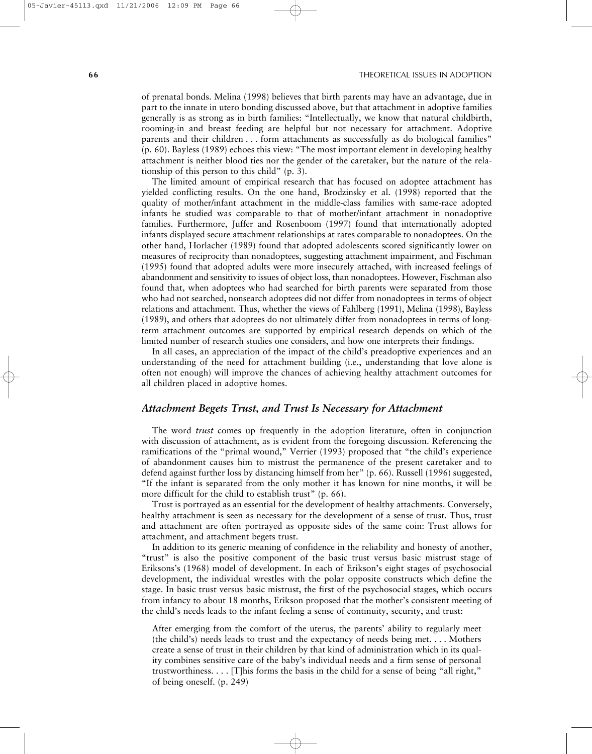of prenatal bonds. Melina (1998) believes that birth parents may have an advantage, due in part to the innate in utero bonding discussed above, but that attachment in adoptive families generally is as strong as in birth families: "Intellectually, we know that natural childbirth, rooming-in and breast feeding are helpful but not necessary for attachment. Adoptive parents and their children . . . form attachments as successfully as do biological families" (p. 60). Bayless (1989) echoes this view: "The most important element in developing healthy attachment is neither blood ties nor the gender of the caretaker, but the nature of the relationship of this person to this child" (p. 3).

The limited amount of empirical research that has focused on adoptee attachment has yielded conflicting results. On the one hand, Brodzinsky et al. (1998) reported that the quality of mother/infant attachment in the middle-class families with same-race adopted infants he studied was comparable to that of mother/infant attachment in nonadoptive families. Furthermore, Juffer and Rosenboom (1997) found that internationally adopted infants displayed secure attachment relationships at rates comparable to nonadoptees. On the other hand, Horlacher (1989) found that adopted adolescents scored significantly lower on measures of reciprocity than nonadoptees, suggesting attachment impairment, and Fischman (1995) found that adopted adults were more insecurely attached, with increased feelings of abandonment and sensitivity to issues of object loss, than nonadoptees. However, Fischman also found that, when adoptees who had searched for birth parents were separated from those who had not searched, nonsearch adoptees did not differ from nonadoptees in terms of object relations and attachment. Thus, whether the views of Fahlberg (1991), Melina (1998), Bayless (1989), and others that adoptees do not ultimately differ from nonadoptees in terms of long-term attachment outcomes are supported by empirical research depends on which of the limited number of research studies one considers, and how one interprets their findings.

In all cases, an appreciation of the impact of the child's preadoptive experiences and an understanding of the need for attachment building (i.e., understanding that love alone is often not enough) will improve the chances of achieving healthy attachment outcomes for all children placed in adoptive homes.

### *Attachment Begets Trust, and Trust Is Necessary for Attachment*

The word *trust* comes up frequently in the adoption literature, often in conjunction with discussion of attachment, as is evident from the foregoing discussion. Referencing the ramifications of the "primal wound," Verrier (1993) proposed that "the child's experience of abandonment causes him to mistrust the permanence of the present caretaker and to defend against further loss by distancing himself from her" (p. 66). Russell (1996) suggested, "If the infant is separated from the only mother it has known for nine months, it will be more difficult for the child to establish trust" (p. 66).

Trust is portrayed as an essential for the development of healthy attachments. Conversely, healthy attachment is seen as necessary for the development of a sense of trust. Thus, trust and attachment are often portrayed as opposite sides of the same coin: Trust allows for attachment, and attachment begets trust.

In addition to its generic meaning of confidence in the reliability and honesty of another, "trust" is also the positive component of the basic trust versus basic mistrust stage of Eriksons's (1968) model of development. In each of Erikson's eight stages of psychosocial development, the individual wrestles with the polar opposite constructs which define the stage. In basic trust versus basic mistrust, the first of the psychosocial stages, which occurs from infancy to about 18 months, Erikson proposed that the mother's consistent meeting of the child's needs leads to the infant feeling a sense of continuity, security, and trust:

> After emerging from the comfort of the uterus, the parents' ability to regularly meet (the child's) needs leads to trust and the expectancy of needs being met. . . . Mothers create a sense of trust in their children by that kind of administration which in its quality combines sensitive care of the baby's individual needs and a firm sense of personal trustworthiness. . . . [T]his forms the basis in the child for a sense of being "all right," of being oneself. (p. 249)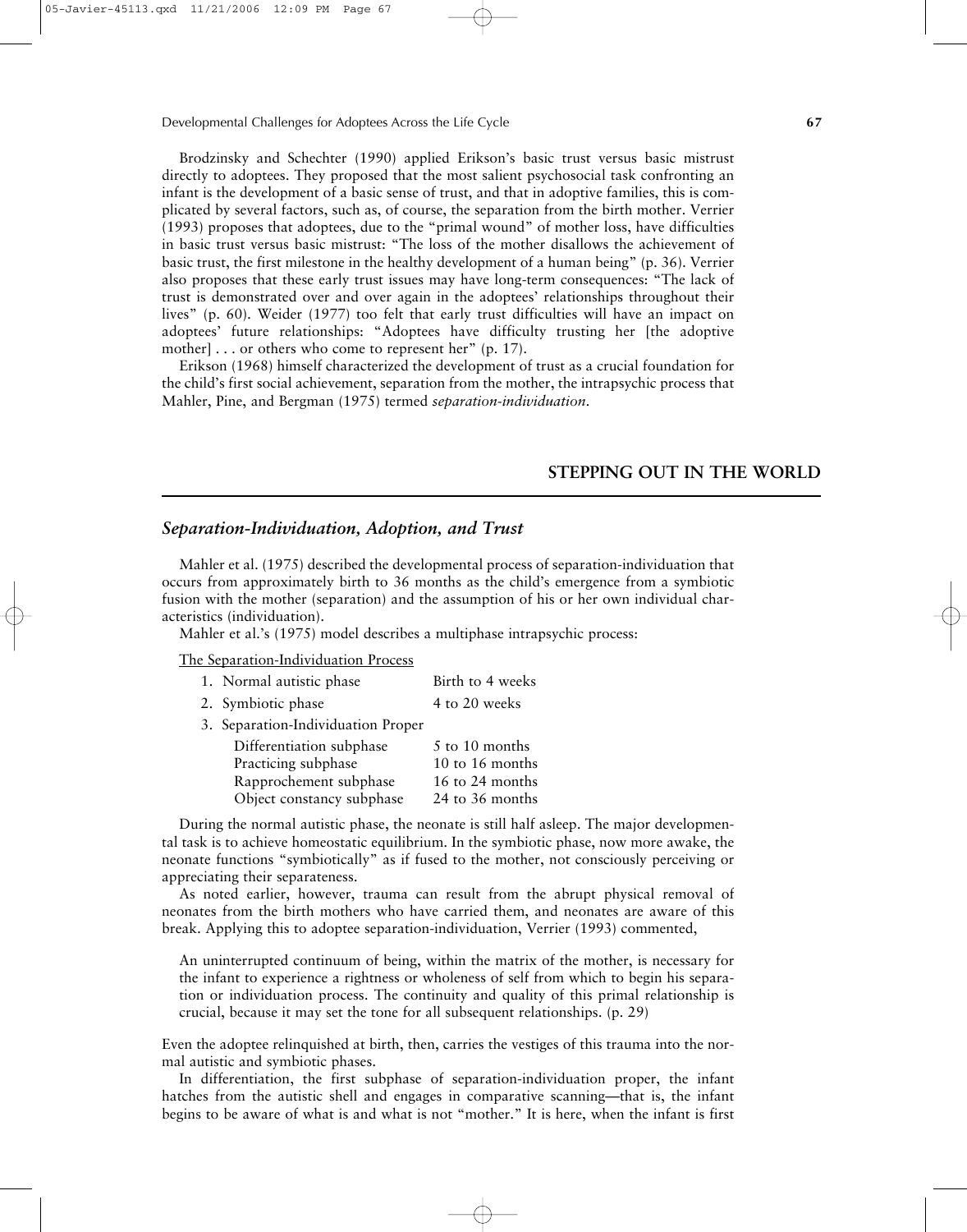Brodzinsky and Schechter (1990) applied Erikson's basic trust versus basic mistrust directly to adoptees. They proposed that the most salient psychosocial task confronting an infant is the development of a basic sense of trust, and that in adoptive families, this is complicated by several factors, such as, of course, the separation from the birth mother. Verrier (1993) proposes that adoptees, due to the "primal wound" of mother loss, have difficulties in basic trust versus basic mistrust: "The loss of the mother disallows the achievement of basic trust, the first milestone in the healthy development of a human being" (p. 36). Verrier also proposes that these early trust issues may have long-term consequences: "The lack of trust is demonstrated over and over again in the adoptees' relationships throughout their lives" (p. 60). Weider (1977) too felt that early trust difficulties will have an impact on adoptees' future relationships: "Adoptees have difficulty trusting her [the adoptive mother] . . . or others who come to represent her" (p. 17).

Erikson (1968) himself characterized the development of trust as a crucial foundation for the child's first social achievement, separation from the mother, the intrapsychic process that Mahler, Pine, and Bergman (1975) termed *separation-individuation*.

## STEPPING OUT IN THE WORLD

### *Separation-Individuation, Adoption, and Trust*

Mahler et al. (1975) described the developmental process of separation-individuation that occurs from approximately birth to 36 months as the child's emergence from a symbiotic fusion with the mother (separation) and the assumption of his or her own individual characteristics (individuation).

Mahler et al.'s (1975) model describes a multiphase intrapsychic process:

<u>The Separation-Individuation Process</u>

| | |
|---|---|
| 1. Normal autistic phase | Birth to 4 weeks |
| 2. Symbiotic phase | 4 to 20 weeks |
| 3. Separation-Individuation Proper | |
| Differentiation subphase | 5 to 10 months |
| Practicing subphase | 10 to 16 months |
| Rapprochement subphase | 16 to 24 months |
| Object constancy subphase | 24 to 36 months |

During the normal autistic phase, the neonate is still half asleep. The major developmental task is to achieve homeostatic equilibrium. In the symbiotic phase, now more awake, the neonate functions "symbiotically" as if fused to the mother, not consciously perceiving or appreciating their separateness.

As noted earlier, however, trauma can result from the abrupt physical removal of neonates from the birth mothers who have carried them, and neonates are aware of this break. Applying this to adoptee separation-individuation, Verrier (1993) commented,

> An uninterrupted continuum of being, within the matrix of the mother, is necessary for the infant to experience a rightness or wholeness of self from which to begin his separation or individuation process. The continuity and quality of this primal relationship is crucial, because it may set the tone for all subsequent relationships. (p. 29)

Even the adoptee relinquished at birth, then, carries the vestiges of this trauma into the normal autistic and symbiotic phases.

In differentiation, the first subphase of separation-individuation proper, the infant hatches from the autistic shell and engages in comparative scanning—that is, the infant begins to be aware of what is and what is not "mother." It is here, when the infant is first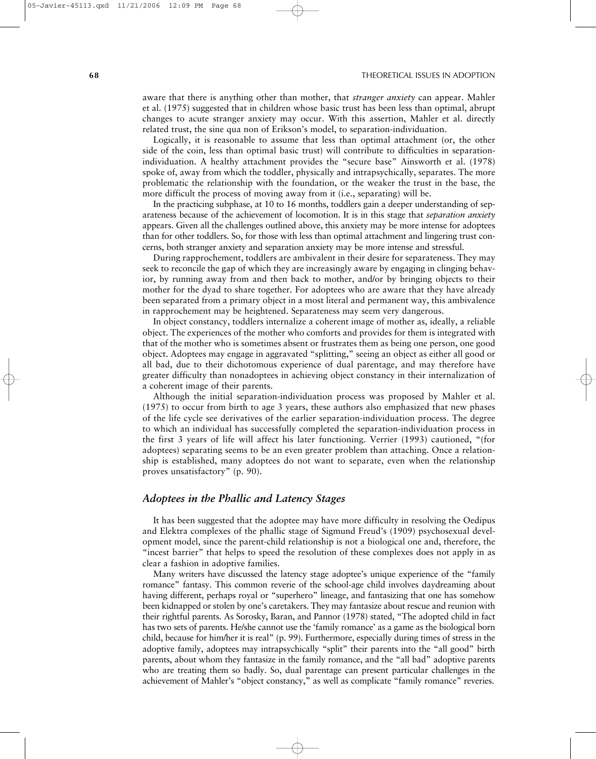aware that there is anything other than mother, that *stranger anxiety* can appear. Mahler et al. (1975) suggested that in children whose basic trust has been less than optimal, abrupt changes to acute stranger anxiety may occur. With this assertion, Mahler et al. directly related trust, the sine qua non of Erikson's model, to separation-individuation.

Logically, it is reasonable to assume that less than optimal attachment (or, the other side of the coin, less than optimal basic trust) will contribute to difficulties in separation-individuation. A healthy attachment provides the "secure base" Ainsworth et al. (1978) spoke of, away from which the toddler, physically and intrapsychically, separates. The more problematic the relationship with the foundation, or the weaker the trust in the base, the more difficult the process of moving away from it (i.e., separating) will be.

In the practicing subphase, at 10 to 16 months, toddlers gain a deeper understanding of separateness because of the achievement of locomotion. It is in this stage that *separation anxiety* appears. Given all the challenges outlined above, this anxiety may be more intense for adoptees than for other toddlers. So, for those with less than optimal attachment and lingering trust concerns, both stranger anxiety and separation anxiety may be more intense and stressful.

During rapprochement, toddlers are ambivalent in their desire for separateness. They may seek to reconcile the gap of which they are increasingly aware by engaging in clinging behavior, by running away from and then back to mother, and/or by bringing objects to their mother for the dyad to share together. For adoptees who are aware that they have already been separated from a primary object in a most literal and permanent way, this ambivalence in rapprochement may be heightened. Separateness may seem very dangerous.

In object constancy, toddlers internalize a coherent image of mother as, ideally, a reliable object. The experiences of the mother who comforts and provides for them is integrated with that of the mother who is sometimes absent or frustrates them as being one person, one good object. Adoptees may engage in aggravated "splitting," seeing an object as either all good or all bad, due to their dichotomous experience of dual parentage, and may therefore have greater difficulty than nonadoptees in achieving object constancy in their internalization of a coherent image of their parents.

Although the initial separation-individuation process was proposed by Mahler et al. (1975) to occur from birth to age 3 years, these authors also emphasized that new phases of the life cycle see derivatives of the earlier separation-individuation process. The degree to which an individual has successfully completed the separation-individuation process in the first 3 years of life will affect his later functioning. Verrier (1993) cautioned, "(for adoptees) separating seems to be an even greater problem than attaching. Once a relationship is established, many adoptees do not want to separate, even when the relationship proves unsatisfactory" (p. 90).

### *Adoptees in the Phallic and Latency Stages*

It has been suggested that the adoptee may have more difficulty in resolving the Oedipus and Elektra complexes of the phallic stage of Sigmund Freud's (1909) psychosexual development model, since the parent-child relationship is not a biological one and, therefore, the "incest barrier" that helps to speed the resolution of these complexes does not apply in as clear a fashion in adoptive families.

Many writers have discussed the latency stage adoptee's unique experience of the "family romance" fantasy. This common reverie of the school-age child involves daydreaming about having different, perhaps royal or "superhero" lineage, and fantasizing that one has somehow been kidnapped or stolen by one's caretakers. They may fantasize about rescue and reunion with their rightful parents. As Sorosky, Baran, and Pannor (1978) stated, "The adopted child in fact has two sets of parents. He/she cannot use the 'family romance' as a game as the biological born child, because for him/her it is real" (p. 99). Furthermore, especially during times of stress in the adoptive family, adoptees may intrapsychically "split" their parents into the "all good" birth parents, about whom they fantasize in the family romance, and the "all bad" adoptive parents who are treating them so badly. So, dual parentage can present particular challenges in the achievement of Mahler's "object constancy," as well as complicate "family romance" reveries.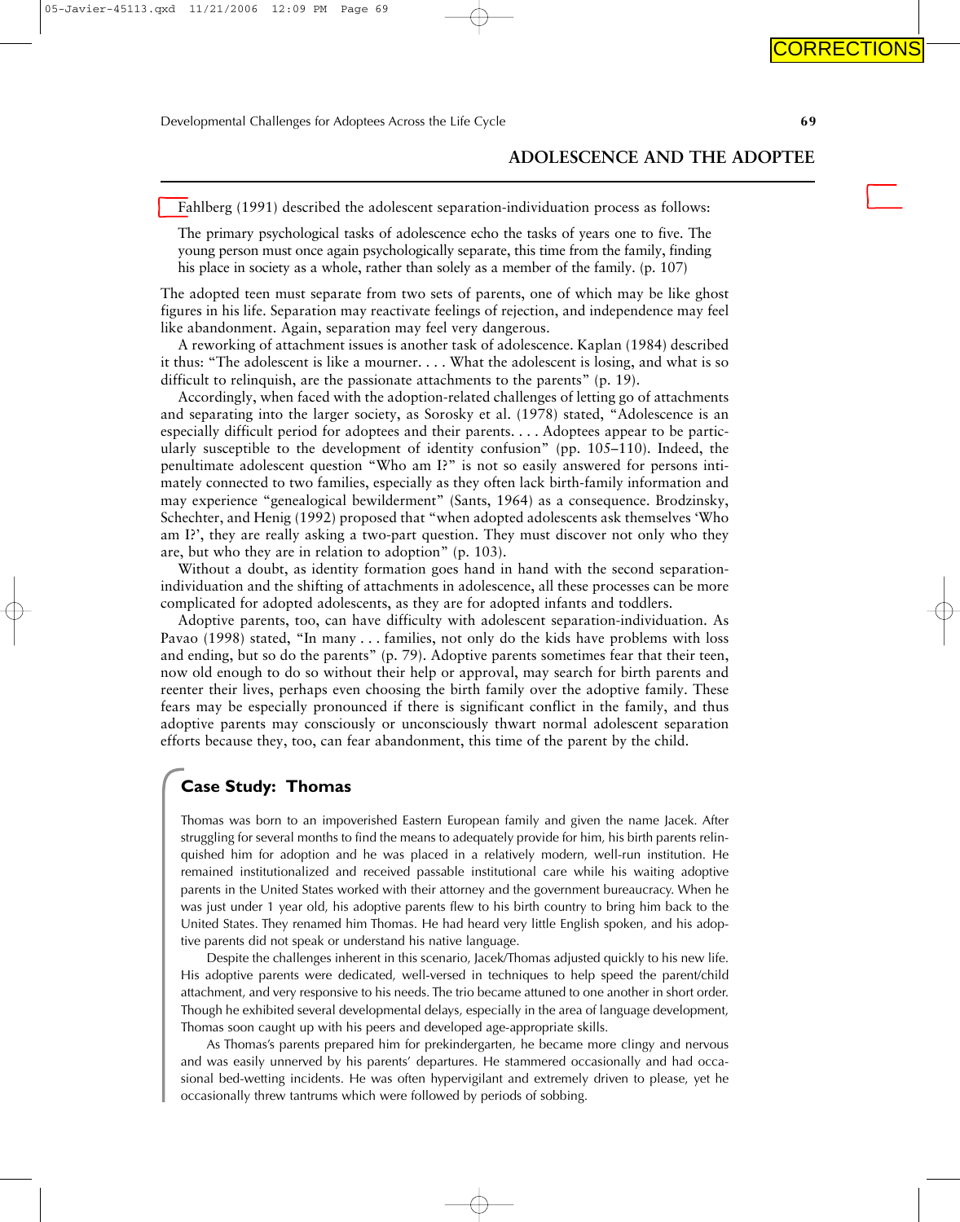## ADOLESCENCE AND THE ADOPTEE

Fahlberg (1991) described the adolescent separation-individuation process as follows:

> The primary psychological tasks of adolescence echo the tasks of years one to five. The young person must once again psychologically separate, this time from the family, finding his place in society as a whole, rather than solely as a member of the family. (p. 107)

The adopted teen must separate from two sets of parents, one of which may be like ghost figures in his life. Separation may reactivate feelings of rejection, and independence may feel like abandonment. Again, separation may feel very dangerous.

A reworking of attachment issues is another task of adolescence. Kaplan (1984) described it thus: "The adolescent is like a mourner. . . . What the adolescent is losing, and what is so difficult to relinquish, are the passionate attachments to the parents" (p. 19).

Accordingly, when faced with the adoption-related challenges of letting go of attachments and separating into the larger society, as Sorosky et al. (1978) stated, "Adolescence is an especially difficult period for adoptees and their parents. . . . Adoptees appear to be particularly susceptible to the development of identity confusion" (pp. 105–110). Indeed, the penultimate adolescent question "Who am I?" is not so easily answered for persons intimately connected to two families, especially as they often lack birth-family information and may experience "genealogical bewilderment" (Sants, 1964) as a consequence. Brodzinsky, Schechter, and Henig (1992) proposed that "when adopted adolescents ask themselves 'Who am I?', they are really asking a two-part question. They must discover not only who they are, but who they are in relation to adoption" (p. 103).

Without a doubt, as identity formation goes hand in hand with the second separation-individuation and the shifting of attachments in adolescence, all these processes can be more complicated for adopted adolescents, as they are for adopted infants and toddlers.

Adoptive parents, too, can have difficulty with adolescent separation-individuation. As Pavao (1998) stated, "In many . . . families, not only do the kids have problems with loss and ending, but so do the parents" (p. 79). Adoptive parents sometimes fear that their teen, now old enough to do so without their help or approval, may search for birth parents and reenter their lives, perhaps even choosing the birth family over the adoptive family. These fears may be especially pronounced if there is significant conflict in the family, and thus adoptive parents may consciously or unconsciously thwart normal adolescent separation efforts because they, too, can fear abandonment, this time of the parent by the child.

### Case Study: Thomas

Thomas was born to an impoverished Eastern European family and given the name Jacek. After struggling for several months to find the means to adequately provide for him, his birth parents relinquished him for adoption and he was placed in a relatively modern, well-run institution. He remained institutionalized and received passable institutional care while his waiting adoptive parents in the United States worked with their attorney and the government bureaucracy. When he was just under 1 year old, his adoptive parents flew to his birth country to bring him back to the United States. They renamed him Thomas. He had heard very little English spoken, and his adoptive parents did not speak or understand his native language.

Despite the challenges inherent in this scenario, Jacek/Thomas adjusted quickly to his new life. His adoptive parents were dedicated, well-versed in techniques to help speed the parent/child attachment, and very responsive to his needs. The trio became attuned to one another in short order. Though he exhibited several developmental delays, especially in the area of language development, Thomas soon caught up with his peers and developed age-appropriate skills.

As Thomas's parents prepared him for prekindergarten, he became more clingy and nervous and was easily unnerved by his parents' departures. He stammered occasionally and had occasional bed-wetting incidents. He was often hypervigilant and extremely driven to please, yet he occasionally threw tantrums which were followed by periods of sobbing.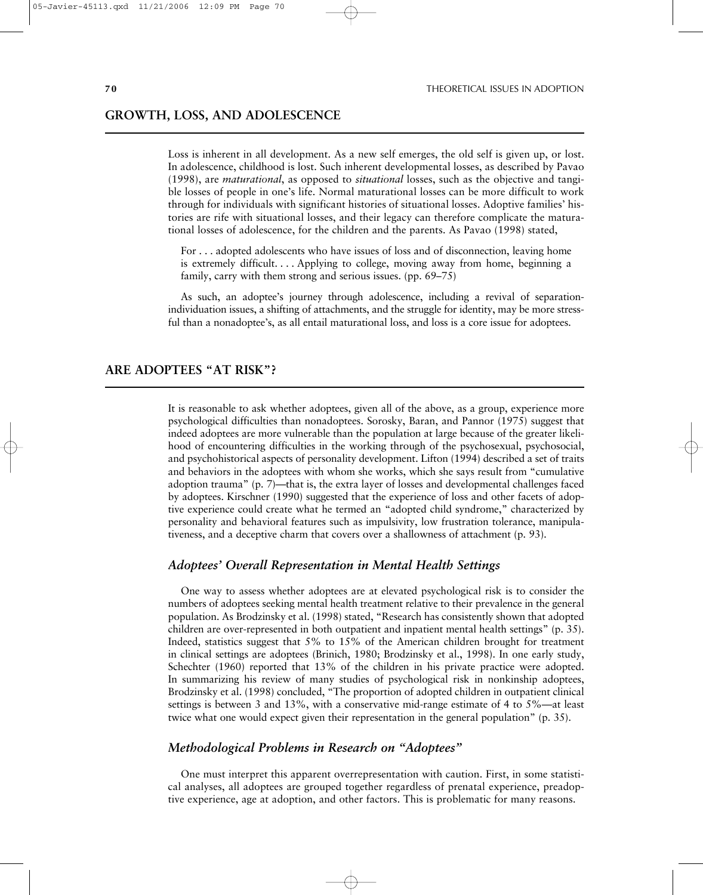## GROWTH, LOSS, AND ADOLESCENCE

Loss is inherent in all development. As a new self emerges, the old self is given up, or lost. In adolescence, childhood is lost. Such inherent developmental losses, as described by Pavao (1998), are *maturational*, as opposed to *situational* losses, such as the objective and tangible losses of people in one's life. Normal maturational losses can be more difficult to work through for individuals with significant histories of situational losses. Adoptive families' histories are rife with situational losses, and their legacy can therefore complicate the maturational losses of adolescence, for the children and the parents. As Pavao (1998) stated,

> For . . . adopted adolescents who have issues of loss and of disconnection, leaving home is extremely difficult. . . . Applying to college, moving away from home, beginning a family, carry with them strong and serious issues. (pp. 69–75)

As such, an adoptee's journey through adolescence, including a revival of separation-individuation issues, a shifting of attachments, and the struggle for identity, may be more stressful than a nonadoptee's, as all entail maturational loss, and loss is a core issue for adoptees.

## ARE ADOPTEES "AT RISK"?

It is reasonable to ask whether adoptees, given all of the above, as a group, experience more psychological difficulties than nonadoptees. Sorosky, Baran, and Pannor (1975) suggest that indeed adoptees are more vulnerable than the population at large because of the greater likelihood of encountering difficulties in the working through of the psychosexual, psychosocial, and psychohistorical aspects of personality development. Lifton (1994) described a set of traits and behaviors in the adoptees with whom she works, which she says result from "cumulative adoption trauma" (p. 7)—that is, the extra layer of losses and developmental challenges faced by adoptees. Kirschner (1990) suggested that the experience of loss and other facets of adoptive experience could create what he termed an "adopted child syndrome," characterized by personality and behavioral features such as impulsivity, low frustration tolerance, manipulativeness, and a deceptive charm that covers over a shallowness of attachment (p. 93).

### *Adoptees' Overall Representation in Mental Health Settings*

One way to assess whether adoptees are at elevated psychological risk is to consider the numbers of adoptees seeking mental health treatment relative to their prevalence in the general population. As Brodzinsky et al. (1998) stated, "Research has consistently shown that adopted children are over-represented in both outpatient and inpatient mental health settings" (p. 35). Indeed, statistics suggest that 5% to 15% of the American children brought for treatment in clinical settings are adoptees (Brinich, 1980; Brodzinsky et al., 1998). In one early study, Schechter (1960) reported that 13% of the children in his private practice were adopted. In summarizing his review of many studies of psychological risk in nonkinship adoptees, Brodzinsky et al. (1998) concluded, "The proportion of adopted children in outpatient clinical settings is between 3 and 13%, with a conservative mid-range estimate of 4 to 5%—at least twice what one would expect given their representation in the general population" (p. 35).

### *Methodological Problems in Research on "Adoptees"*

One must interpret this apparent overrepresentation with caution. First, in some statistical analyses, all adoptees are grouped together regardless of prenatal experience, preadoptive experience, age at adoption, and other factors. This is problematic for many reasons.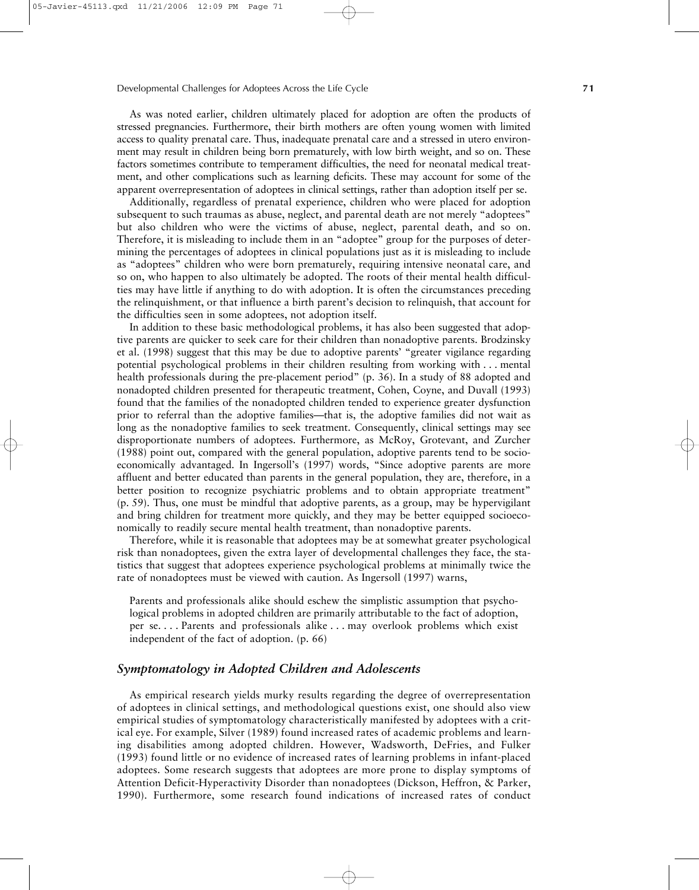As was noted earlier, children ultimately placed for adoption are often the products of stressed pregnancies. Furthermore, their birth mothers are often young women with limited access to quality prenatal care. Thus, inadequate prenatal care and a stressed in utero environment may result in children being born prematurely, with low birth weight, and so on. These factors sometimes contribute to temperament difficulties, the need for neonatal medical treatment, and other complications such as learning deficits. These may account for some of the apparent overrepresentation of adoptees in clinical settings, rather than adoption itself per se.

Additionally, regardless of prenatal experience, children who were placed for adoption subsequent to such traumas as abuse, neglect, and parental death are not merely "adoptees" but also children who were the victims of abuse, neglect, parental death, and so on. Therefore, it is misleading to include them in an "adoptee" group for the purposes of determining the percentages of adoptees in clinical populations just as it is misleading to include as "adoptees" children who were born prematurely, requiring intensive neonatal care, and so on, who happen to also ultimately be adopted. The roots of their mental health difficulties may have little if anything to do with adoption. It is often the circumstances preceding the relinquishment, or that influence a birth parent's decision to relinquish, that account for the difficulties seen in some adoptees, not adoption itself.

In addition to these basic methodological problems, it has also been suggested that adoptive parents are quicker to seek care for their children than nonadoptive parents. Brodzinsky et al. (1998) suggest that this may be due to adoptive parents' "greater vigilance regarding potential psychological problems in their children resulting from working with . . . mental health professionals during the pre-placement period" (p. 36). In a study of 88 adopted and nonadopted children presented for therapeutic treatment, Cohen, Coyne, and Duvall (1993) found that the families of the nonadopted children tended to experience greater dysfunction prior to referral than the adoptive families—that is, the adoptive families did not wait as long as the nonadoptive families to seek treatment. Consequently, clinical settings may see disproportionate numbers of adoptees. Furthermore, as McRoy, Grotevant, and Zurcher (1988) point out, compared with the general population, adoptive parents tend to be socioeconomically advantaged. In Ingersoll's (1997) words, "Since adoptive parents are more affluent and better educated than parents in the general population, they are, therefore, in a better position to recognize psychiatric problems and to obtain appropriate treatment" (p. 59). Thus, one must be mindful that adoptive parents, as a group, may be hypervigilant and bring children for treatment more quickly, and they may be better equipped socioeconomically to readily secure mental health treatment, than nonadoptive parents.

Therefore, while it is reasonable that adoptees may be at somewhat greater psychological risk than nonadoptees, given the extra layer of developmental challenges they face, the statistics that suggest that adoptees experience psychological problems at minimally twice the rate of nonadoptees must be viewed with caution. As Ingersoll (1997) warns,

> Parents and professionals alike should eschew the simplistic assumption that psychological problems in adopted children are primarily attributable to the fact of adoption, per se. . . . Parents and professionals alike . . . may overlook problems which exist independent of the fact of adoption. (p. 66)

### *Symptomatology in Adopted Children and Adolescents*

As empirical research yields murky results regarding the degree of overrepresentation of adoptees in clinical settings, and methodological questions exist, one should also view empirical studies of symptomatology characteristically manifested by adoptees with a critical eye. For example, Silver (1989) found increased rates of academic problems and learning disabilities among adopted children. However, Wadsworth, DeFries, and Fulker (1993) found little or no evidence of increased rates of learning problems in infant-placed adoptees. Some research suggests that adoptees are more prone to display symptoms of Attention Deficit-Hyperactivity Disorder than nonadoptees (Dickson, Heffron, & Parker, 1990). Furthermore, some research found indications of increased rates of conduct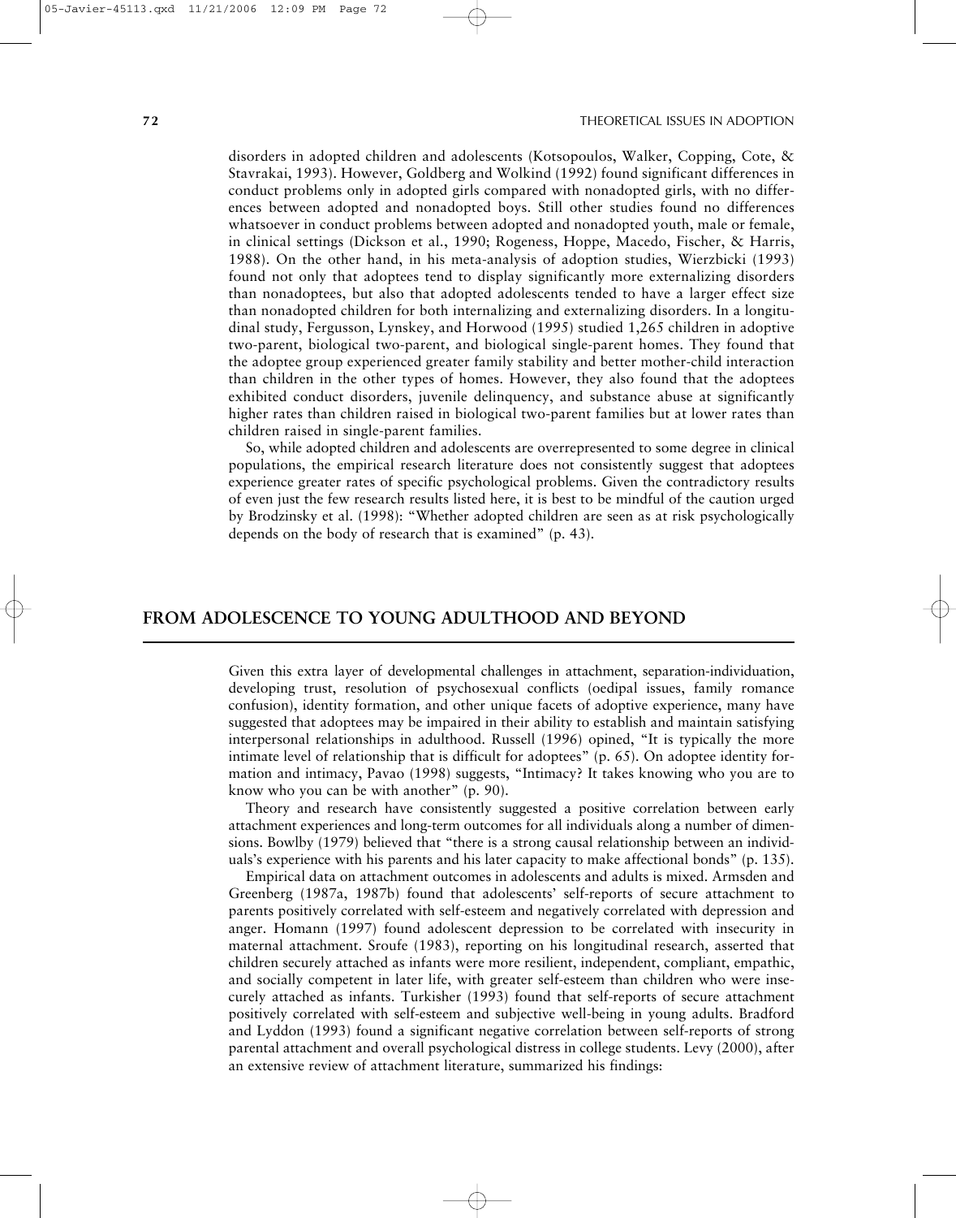disorders in adopted children and adolescents (Kotsopoulos, Walker, Copping, Cote, & Stavrakai, 1993). However, Goldberg and Wolkind (1992) found significant differences in conduct problems only in adopted girls compared with nonadopted girls, with no differences between adopted and nonadopted boys. Still other studies found no differences whatsoever in conduct problems between adopted and nonadopted youth, male or female, in clinical settings (Dickson et al., 1990; Rogeness, Hoppe, Macedo, Fischer, & Harris, 1988). On the other hand, in his meta-analysis of adoption studies, Wierzbicki (1993) found not only that adoptees tend to display significantly more externalizing disorders than nonadoptees, but also that adopted adolescents tended to have a larger effect size than nonadopted children for both internalizing and externalizing disorders. In a longitudinal study, Fergusson, Lynskey, and Horwood (1995) studied 1,265 children in adoptive two-parent, biological two-parent, and biological single-parent homes. They found that the adoptee group experienced greater family stability and better mother-child interaction than children in the other types of homes. However, they also found that the adoptees exhibited conduct disorders, juvenile delinquency, and substance abuse at significantly higher rates than children raised in biological two-parent families but at lower rates than children raised in single-parent families.

So, while adopted children and adolescents are overrepresented to some degree in clinical populations, the empirical research literature does not consistently suggest that adoptees experience greater rates of specific psychological problems. Given the contradictory results of even just the few research results listed here, it is best to be mindful of the caution urged by Brodzinsky et al. (1998): "Whether adopted children are seen as at risk psychologically depends on the body of research that is examined" (p. 43).

## FROM ADOLESCENCE TO YOUNG ADULTHOOD AND BEYOND

Given this extra layer of developmental challenges in attachment, separation-individuation, developing trust, resolution of psychosexual conflicts (oedipal issues, family romance confusion), identity formation, and other unique facets of adoptive experience, many have suggested that adoptees may be impaired in their ability to establish and maintain satisfying interpersonal relationships in adulthood. Russell (1996) opined, "It is typically the more intimate level of relationship that is difficult for adoptees" (p. 65). On adoptee identity formation and intimacy, Pavao (1998) suggests, "Intimacy? It takes knowing who you are to know who you can be with another" (p. 90).

Theory and research have consistently suggested a positive correlation between early attachment experiences and long-term outcomes for all individuals along a number of dimensions. Bowlby (1979) believed that "there is a strong causal relationship between an individuals's experience with his parents and his later capacity to make affectional bonds" (p. 135).

Empirical data on attachment outcomes in adolescents and adults is mixed. Armsden and Greenberg (1987a, 1987b) found that adolescents' self-reports of secure attachment to parents positively correlated with self-esteem and negatively correlated with depression and anger. Homann (1997) found adolescent depression to be correlated with insecurity in maternal attachment. Sroufe (1983), reporting on his longitudinal research, asserted that children securely attached as infants were more resilient, independent, compliant, empathic, and socially competent in later life, with greater self-esteem than children who were insecurely attached as infants. Turkisher (1993) found that self-reports of secure attachment positively correlated with self-esteem and subjective well-being in young adults. Bradford and Lyddon (1993) found a significant negative correlation between self-reports of strong parental attachment and overall psychological distress in college students. Levy (2000), after an extensive review of attachment literature, summarized his findings: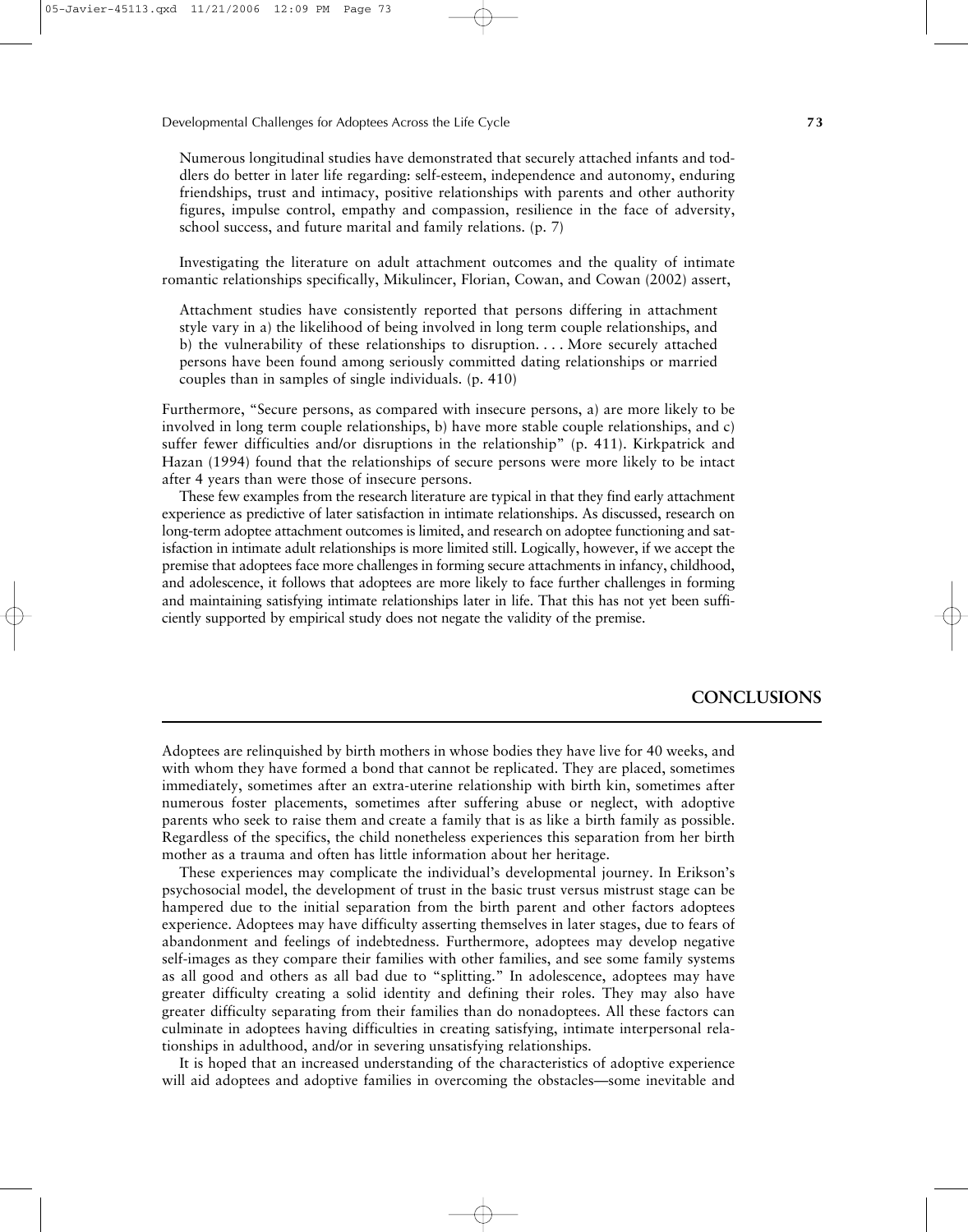Numerous longitudinal studies have demonstrated that securely attached infants and toddlers do better in later life regarding: self-esteem, independence and autonomy, enduring friendships, trust and intimacy, positive relationships with parents and other authority figures, impulse control, empathy and compassion, resilience in the face of adversity, school success, and future marital and family relations. (p. 7)

Investigating the literature on adult attachment outcomes and the quality of intimate romantic relationships specifically, Mikulincer, Florian, Cowan, and Cowan (2002) assert,

> Attachment studies have consistently reported that persons differing in attachment style vary in a) the likelihood of being involved in long term couple relationships, and b) the vulnerability of these relationships to disruption. . . . More securely attached persons have been found among seriously committed dating relationships or married couples than in samples of single individuals. (p. 410)

Furthermore, "Secure persons, as compared with insecure persons, a) are more likely to be involved in long term couple relationships, b) have more stable couple relationships, and c) suffer fewer difficulties and/or disruptions in the relationship" (p. 411). Kirkpatrick and Hazan (1994) found that the relationships of secure persons were more likely to be intact after 4 years than were those of insecure persons.

These few examples from the research literature are typical in that they find early attachment experience as predictive of later satisfaction in intimate relationships. As discussed, research on long-term adoptee attachment outcomes is limited, and research on adoptee functioning and satisfaction in intimate adult relationships is more limited still. Logically, however, if we accept the premise that adoptees face more challenges in forming secure attachments in infancy, childhood, and adolescence, it follows that adoptees are more likely to face further challenges in forming and maintaining satisfying intimate relationships later in life. That this has not yet been sufficiently supported by empirical study does not negate the validity of the premise.

## CONCLUSIONS

Adoptees are relinquished by birth mothers in whose bodies they have live for 40 weeks, and with whom they have formed a bond that cannot be replicated. They are placed, sometimes immediately, sometimes after an extra-uterine relationship with birth kin, sometimes after numerous foster placements, sometimes after suffering abuse or neglect, with adoptive parents who seek to raise them and create a family that is as like a birth family as possible. Regardless of the specifics, the child nonetheless experiences this separation from her birth mother as a trauma and often has little information about her heritage.

These experiences may complicate the individual's developmental journey. In Erikson's psychosocial model, the development of trust in the basic trust versus mistrust stage can be hampered due to the initial separation from the birth parent and other factors adoptees experience. Adoptees may have difficulty asserting themselves in later stages, due to fears of abandonment and feelings of indebtedness. Furthermore, adoptees may develop negative self-images as they compare their families with other families, and see some family systems as all good and others as all bad due to "splitting." In adolescence, adoptees may have greater difficulty creating a solid identity and defining their roles. They may also have greater difficulty separating from their families than do nonadoptees. All these factors can culminate in adoptees having difficulties in creating satisfying, intimate interpersonal relationships in adulthood, and/or in severing unsatisfying relationships.

It is hoped that an increased understanding of the characteristics of adoptive experience will aid adoptees and adoptive families in overcoming the obstacles—some inevitable and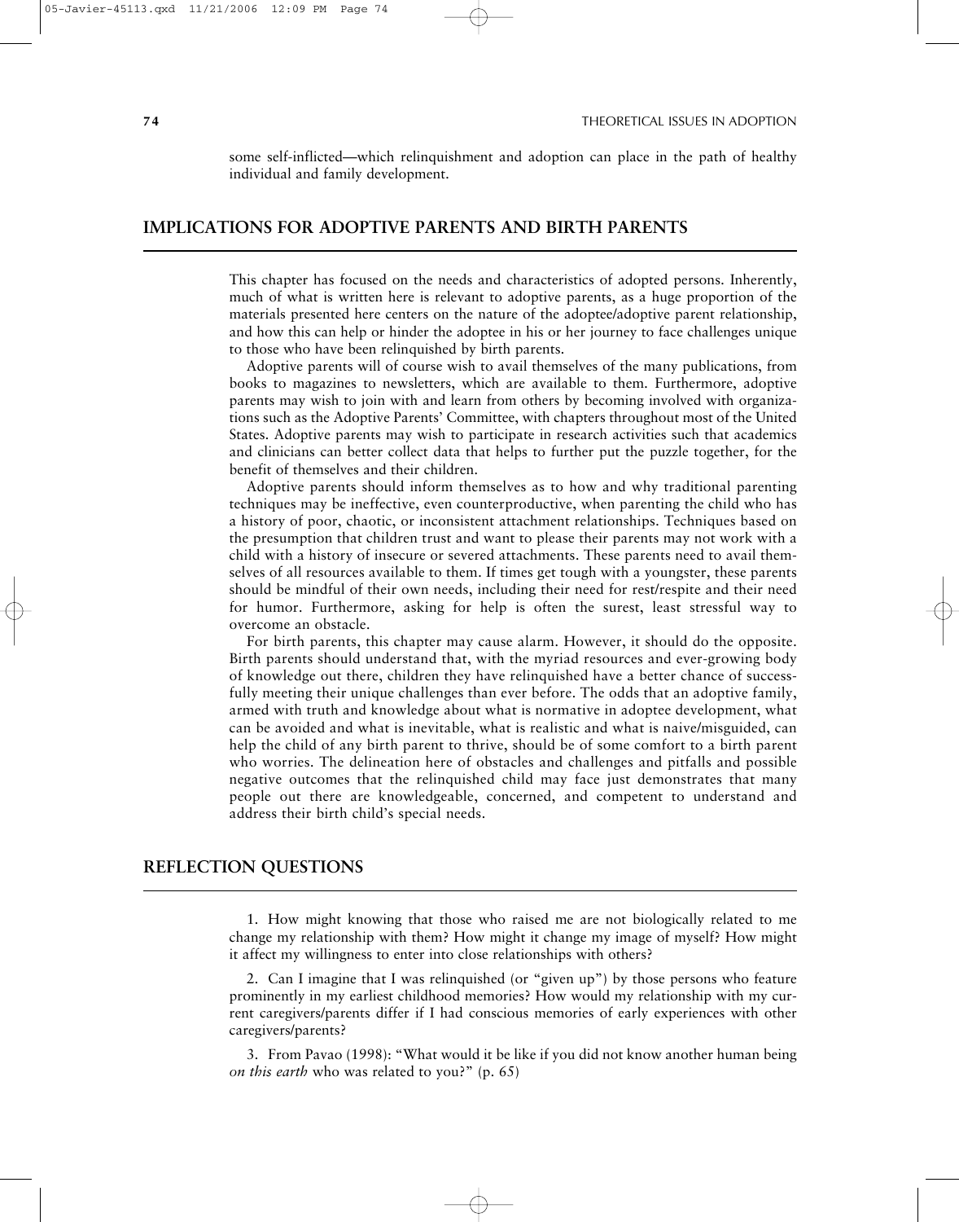some self-inflicted—which relinquishment and adoption can place in the path of healthy individual and family development.

## IMPLICATIONS FOR ADOPTIVE PARENTS AND BIRTH PARENTS

This chapter has focused on the needs and characteristics of adopted persons. Inherently, much of what is written here is relevant to adoptive parents, as a huge proportion of the materials presented here centers on the nature of the adoptee/adoptive parent relationship, and how this can help or hinder the adoptee in his or her journey to face challenges unique to those who have been relinquished by birth parents.

Adoptive parents will of course wish to avail themselves of the many publications, from books to magazines to newsletters, which are available to them. Furthermore, adoptive parents may wish to join with and learn from others by becoming involved with organizations such as the Adoptive Parents' Committee, with chapters throughout most of the United States. Adoptive parents may wish to participate in research activities such that academics and clinicians can better collect data that helps to further put the puzzle together, for the benefit of themselves and their children.

Adoptive parents should inform themselves as to how and why traditional parenting techniques may be ineffective, even counterproductive, when parenting the child who has a history of poor, chaotic, or inconsistent attachment relationships. Techniques based on the presumption that children trust and want to please their parents may not work with a child with a history of insecure or severed attachments. These parents need to avail themselves of all resources available to them. If times get tough with a youngster, these parents should be mindful of their own needs, including their need for rest/respite and their need for humor. Furthermore, asking for help is often the surest, least stressful way to overcome an obstacle.

For birth parents, this chapter may cause alarm. However, it should do the opposite. Birth parents should understand that, with the myriad resources and ever-growing body of knowledge out there, children they have relinquished have a better chance of successfully meeting their unique challenges than ever before. The odds that an adoptive family, armed with truth and knowledge about what is normative in adoptee development, what can be avoided and what is inevitable, what is realistic and what is naive/misguided, can help the child of any birth parent to thrive, should be of some comfort to a birth parent who worries. The delineation here of obstacles and challenges and pitfalls and possible negative outcomes that the relinquished child may face just demonstrates that many people out there are knowledgeable, concerned, and competent to understand and address their birth child's special needs.

## REFLECTION QUESTIONS

1. How might knowing that those who raised me are not biologically related to me change my relationship with them? How might it change my image of myself? How might it affect my willingness to enter into close relationships with others?

2. Can I imagine that I was relinquished (or "given up") by those persons who feature prominently in my earliest childhood memories? How would my relationship with my current caregivers/parents differ if I had conscious memories of early experiences with other caregivers/parents?

3. From Pavao (1998): "What would it be like if you did not know another human being *on this earth* who was related to you?" (p. 65)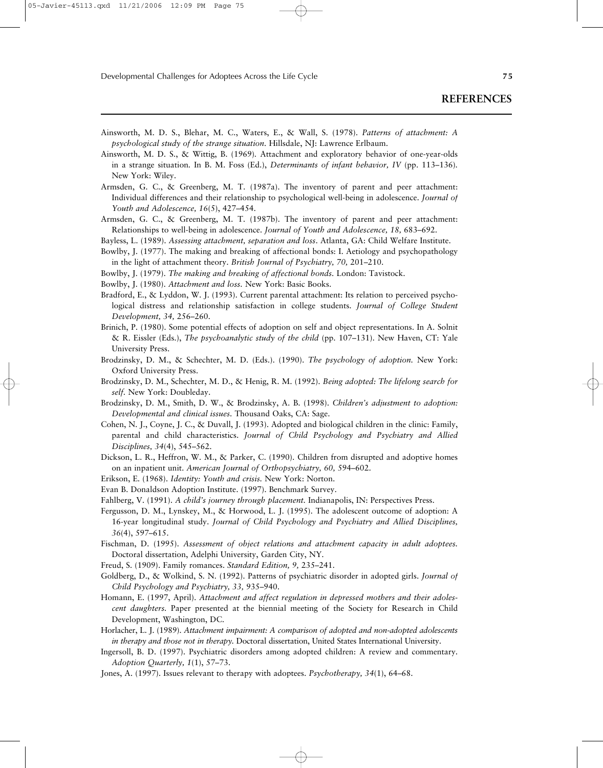## REFERENCES

Ainsworth, M. D. S., Blehar, M. C., Waters, E., & Wall, S. (1978). *Patterns of attachment: A psychological study of the strange situation.* Hillsdale, NJ: Lawrence Erlbaum.

Ainsworth, M. D. S., & Wittig, B. (1969). Attachment and exploratory behavior of one-year-olds in a strange situation. In B. M. Foss (Ed.), *Determinants of infant behavior, IV* (pp. 113–136). New York: Wiley.

Armsden, G. C., & Greenberg, M. T. (1987a). The inventory of parent and peer attachment: Individual differences and their relationship to psychological well-being in adolescence. *Journal of Youth and Adolescence, 16*(5), 427–454.

Armsden, G. C., & Greenberg, M. T. (1987b). The inventory of parent and peer attachment: Relationships to well-being in adolescence. *Journal of Youth and Adolescence, 18,* 683–692.

Bayless, L. (1989). *Assessing attachment, separation and loss.* Atlanta, GA: Child Welfare Institute.

Bowlby, J. (1977). The making and breaking of affectional bonds: I. Aetiology and psychopathology in the light of attachment theory. *British Journal of Psychiatry, 70,* 201–210.

Bowlby, J. (1979). *The making and breaking of affectional bonds.* London: Tavistock.

Bowlby, J. (1980). *Attachment and loss.* New York: Basic Books.

Bradford, E., & Lyddon, W. J. (1993). Current parental attachment: Its relation to perceived psychological distress and relationship satisfaction in college students. *Journal of College Student Development, 34,* 256–260.

Brinich, P. (1980). Some potential effects of adoption on self and object representations. In A. Solnit & R. Eissler (Eds.), *The psychoanalytic study of the child* (pp. 107–131). New Haven, CT: Yale University Press.

Brodzinsky, D. M., & Schechter, M. D. (Eds.). (1990). *The psychology of adoption.* New York: Oxford University Press.

Brodzinsky, D. M., Schechter, M. D., & Henig, R. M. (1992). *Being adopted: The lifelong search for self.* New York: Doubleday.

Brodzinsky, D. M., Smith, D. W., & Brodzinsky, A. B. (1998). *Children's adjustment to adoption: Developmental and clinical issues.* Thousand Oaks, CA: Sage.

Cohen, N. J., Coyne, J. C., & Duvall, J. (1993). Adopted and biological children in the clinic: Family, parental and child characteristics. *Journal of Child Psychology and Psychiatry and Allied Disciplines, 34*(4), 545–562.

Dickson, L. R., Heffron, W. M., & Parker, C. (1990). Children from disrupted and adoptive homes on an inpatient unit. *American Journal of Orthopsychiatry, 60,* 594–602.

Erikson, E. (1968). *Identity: Youth and crisis.* New York: Norton.

Evan B. Donaldson Adoption Institute. (1997). Benchmark Survey.

Fahlberg, V. (1991). *A child's journey through placement.* Indianapolis, IN: Perspectives Press.

Fergusson, D. M., Lynskey, M., & Horwood, L. J. (1995). The adolescent outcome of adoption: A 16-year longitudinal study. *Journal of Child Psychology and Psychiatry and Allied Disciplines, 36*(4), 597–615.

Fischman, D. (1995). *Assessment of object relations and attachment capacity in adult adoptees.* Doctoral dissertation, Adelphi University, Garden City, NY.

Freud, S. (1909). Family romances. *Standard Edition, 9,* 235–241.

Goldberg, D., & Wolkind, S. N. (1992). Patterns of psychiatric disorder in adopted girls. *Journal of Child Psychology and Psychiatry, 33,* 935–940.

Homann, E. (1997, April). *Attachment and affect regulation in depressed mothers and their adolescent daughters.* Paper presented at the biennial meeting of the Society for Research in Child Development, Washington, DC.

Horlacher, L. J. (1989). *Attachment impairment: A comparison of adopted and non-adopted adolescents in therapy and those not in therapy.* Doctoral dissertation, United States International University.

Ingersoll, B. D. (1997). Psychiatric disorders among adopted children: A review and commentary. *Adoption Quarterly, 1*(1), 57–73.

Jones, A. (1997). Issues relevant to therapy with adoptees. *Psychotherapy, 34*(1), 64–68.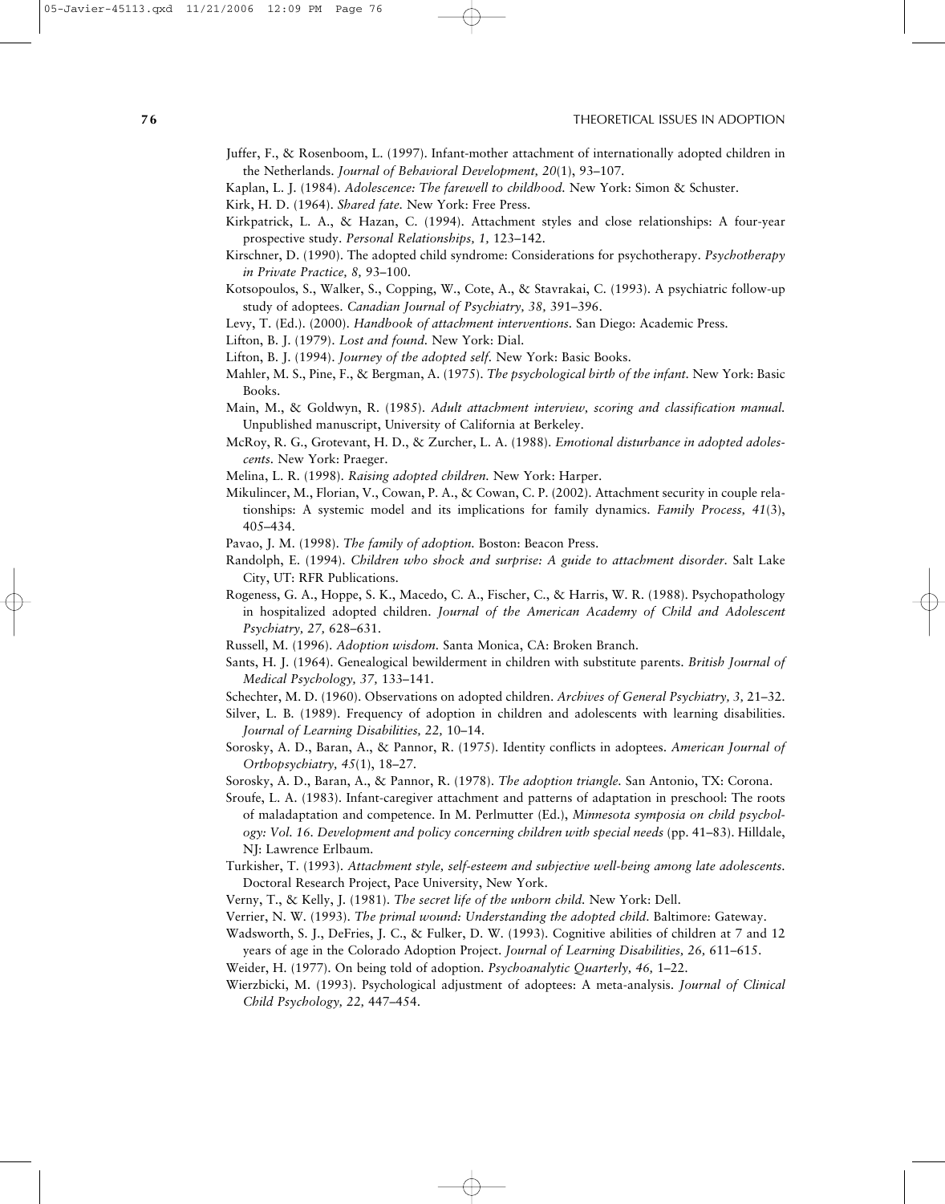Juffer, F., & Rosenboom, L. (1997). Infant-mother attachment of internationally adopted children in the Netherlands. *Journal of Behavioral Development, 20*(1), 93–107.

Kaplan, L. J. (1984). *Adolescence: The farewell to childhood.* New York: Simon & Schuster.

Kirk, H. D. (1964). *Shared fate.* New York: Free Press.

Kirkpatrick, L. A., & Hazan, C. (1994). Attachment styles and close relationships: A four-year prospective study. *Personal Relationships, 1,* 123–142.

Kirschner, D. (1990). The adopted child syndrome: Considerations for psychotherapy. *Psychotherapy in Private Practice, 8,* 93–100.

Kotsopoulos, S., Walker, S., Copping, W., Cote, A., & Stavrakai, C. (1993). A psychiatric follow-up study of adoptees. *Canadian Journal of Psychiatry, 38,* 391–396.

Levy, T. (Ed.). (2000). *Handbook of attachment interventions.* San Diego: Academic Press.

Lifton, B. J. (1979). *Lost and found.* New York: Dial.

Lifton, B. J. (1994). *Journey of the adopted self.* New York: Basic Books.

Mahler, M. S., Pine, F., & Bergman, A. (1975). *The psychological birth of the infant.* New York: Basic Books.

Main, M., & Goldwyn, R. (1985). *Adult attachment interview, scoring and classification manual.* Unpublished manuscript, University of California at Berkeley.

McRoy, R. G., Grotevant, H. D., & Zurcher, L. A. (1988). *Emotional disturbance in adopted adolescents.* New York: Praeger.

Melina, L. R. (1998). *Raising adopted children.* New York: Harper.

Mikulincer, M., Florian, V., Cowan, P. A., & Cowan, C. P. (2002). Attachment security in couple relationships: A systemic model and its implications for family dynamics. *Family Process, 41*(3), 405–434.

Pavao, J. M. (1998). *The family of adoption.* Boston: Beacon Press.

Randolph, E. (1994). *Children who shock and surprise: A guide to attachment disorder.* Salt Lake City, UT: RFR Publications.

Rogeness, G. A., Hoppe, S. K., Macedo, C. A., Fischer, C., & Harris, W. R. (1988). Psychopathology in hospitalized adopted children. *Journal of the American Academy of Child and Adolescent Psychiatry, 27,* 628–631.

Russell, M. (1996). *Adoption wisdom.* Santa Monica, CA: Broken Branch.

Sants, H. J. (1964). Genealogical bewilderment in children with substitute parents. *British Journal of Medical Psychology, 37,* 133–141.

Schechter, M. D. (1960). Observations on adopted children. *Archives of General Psychiatry, 3,* 21–32.

Silver, L. B. (1989). Frequency of adoption in children and adolescents with learning disabilities. *Journal of Learning Disabilities, 22,* 10–14.

Sorosky, A. D., Baran, A., & Pannor, R. (1975). Identity conflicts in adoptees. *American Journal of Orthopsychiatry, 45*(1), 18–27.

Sorosky, A. D., Baran, A., & Pannor, R. (1978). *The adoption triangle.* San Antonio, TX: Corona.

Sroufe, L. A. (1983). Infant-caregiver attachment and patterns of adaptation in preschool: The roots of maladaptation and competence. In M. Perlmutter (Ed.), *Minnesota symposia on child psychology: Vol. 16. Development and policy concerning children with special needs* (pp. 41–83). Hilldale, NJ: Lawrence Erlbaum.

Turkisher, T. (1993). *Attachment style, self-esteem and subjective well-being among late adolescents.* Doctoral Research Project, Pace University, New York.

Verny, T., & Kelly, J. (1981). *The secret life of the unborn child.* New York: Dell.

Verrier, N. W. (1993). *The primal wound: Understanding the adopted child.* Baltimore: Gateway.

Wadsworth, S. J., DeFries, J. C., & Fulker, D. W. (1993). Cognitive abilities of children at 7 and 12 years of age in the Colorado Adoption Project. *Journal of Learning Disabilities, 26,* 611–615.

Weider, H. (1977). On being told of adoption. *Psychoanalytic Quarterly, 46,* 1–22.

Wierzbicki, M. (1993). Psychological adjustment of adoptees: A meta-analysis. *Journal of Clinical Child Psychology, 22,* 447–454.